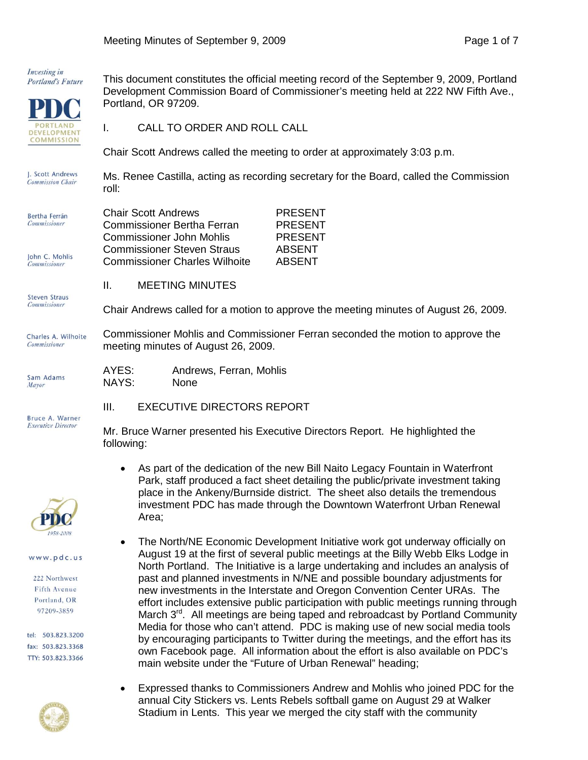This document constitutes the official meeting record of the September 9, 2009, Portland Development Commission Board of Commissioner's meeting held at 222 NW Fifth Ave., Portland, OR 97209.

## I. CALL TO ORDER AND ROLL CALL

Chair Scott Andrews called the meeting to order at approximately 3:03 p.m.

Ms. Renee Castilla, acting as recording secretary for the Board, called the Commission roll:

| | |
|---|---|
| Chair Scott Andrews | PRESENT |
| Commissioner Bertha Ferran | PRESENT |
| Commissioner John Mohlis | PRESENT |
| Commissioner Steven Straus | ABSENT |
| Commissioner Charles Wilhoite | ABSENT |

## II. MEETING MINUTES

Chair Andrews called for a motion to approve the meeting minutes of August 26, 2009.

Commissioner Mohlis and Commissioner Ferran seconded the motion to approve the meeting minutes of August 26, 2009.

AYES: Andrews, Ferran, Mohlis
NAYS: None

## III. EXECUTIVE DIRECTORS REPORT

Mr. Bruce Warner presented his Executive Directors Report. He highlighted the following:

- As part of the dedication of the new Bill Naito Legacy Fountain in Waterfront Park, staff produced a fact sheet detailing the public/private investment taking place in the Ankeny/Burnside district. The sheet also details the tremendous investment PDC has made through the Downtown Waterfront Urban Renewal Area;

- The North/NE Economic Development Initiative work got underway officially on August 19 at the first of several public meetings at the Billy Webb Elks Lodge in North Portland. The Initiative is a large undertaking and includes an analysis of past and planned investments in N/NE and possible boundary adjustments for new investments in the Interstate and Oregon Convention Center URAs. The effort includes extensive public participation with public meetings running through March 3rd. All meetings are being taped and rebroadcast by Portland Community Media for those who can't attend. PDC is making use of new social media tools by encouraging participants to Twitter during the meetings, and the effort has its own Facebook page. All information about the effort is also available on PDC's main website under the "Future of Urban Renewal" heading;

- Expressed thanks to Commissioners Andrew and Mohlis who joined PDC for the annual City Stickers vs. Lents Rebels softball game on August 29 at Walker Stadium in Lents. This year we merged the city staff with the community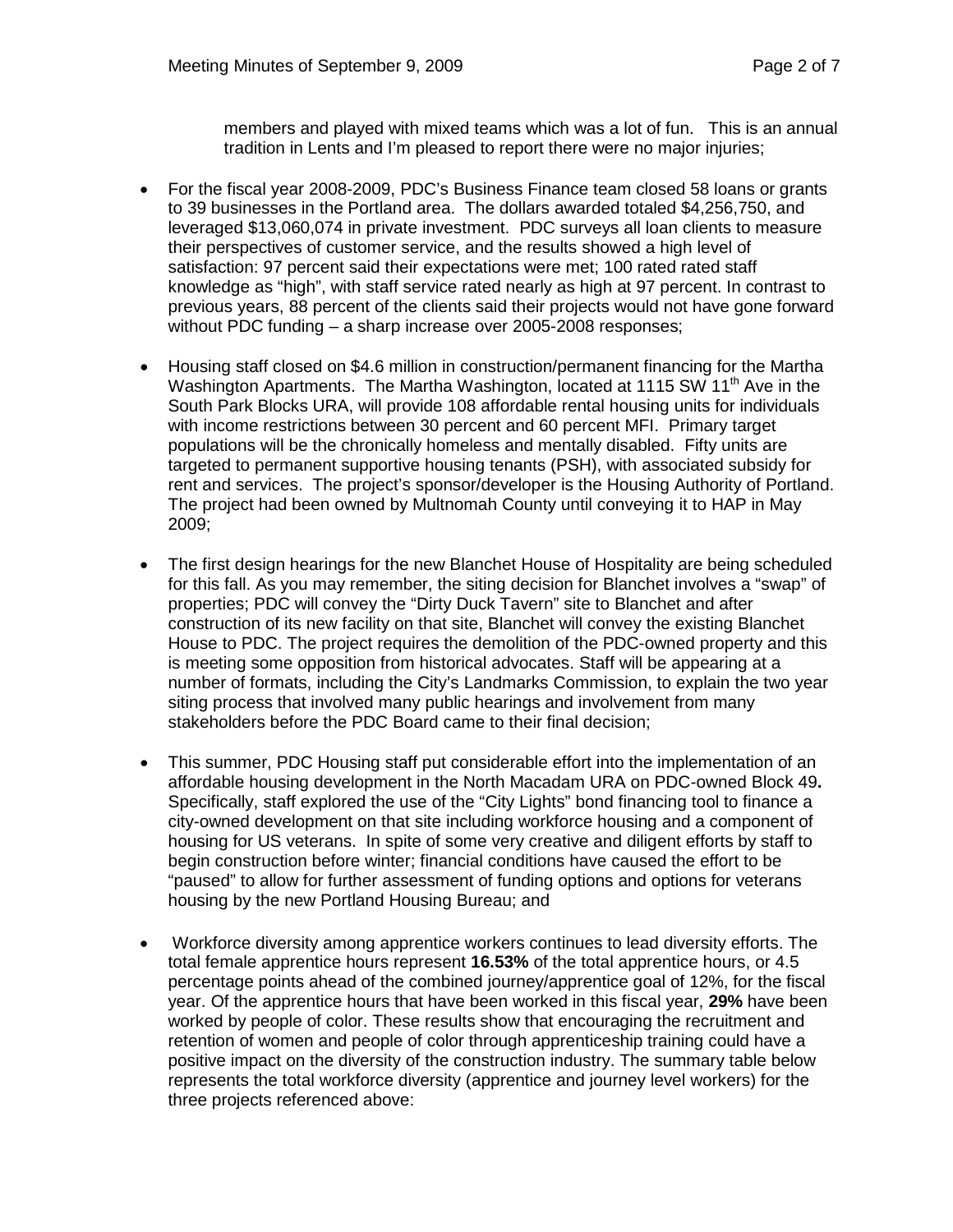members and played with mixed teams which was a lot of fun. This is an annual tradition in Lents and I'm pleased to report there were no major injuries;

- For the fiscal year 2008-2009, PDC's Business Finance team closed 58 loans or grants to 39 businesses in the Portland area. The dollars awarded totaled $4,256,750, and leveraged $13,060,074 in private investment. PDC surveys all loan clients to measure their perspectives of customer service, and the results showed a high level of satisfaction: 97 percent said their expectations were met; 100 rated rated staff knowledge as "high", with staff service rated nearly as high at 97 percent. In contrast to previous years, 88 percent of the clients said their projects would not have gone forward without PDC funding – a sharp increase over 2005-2008 responses;

- Housing staff closed on $4.6 million in construction/permanent financing for the Martha Washington Apartments. The Martha Washington, located at 1115 SW 11th Ave in the South Park Blocks URA, will provide 108 affordable rental housing units for individuals with income restrictions between 30 percent and 60 percent MFI. Primary target populations will be the chronically homeless and mentally disabled. Fifty units are targeted to permanent supportive housing tenants (PSH), with associated subsidy for rent and services. The project's sponsor/developer is the Housing Authority of Portland. The project had been owned by Multnomah County until conveying it to HAP in May 2009;

- The first design hearings for the new Blanchet House of Hospitality are being scheduled for this fall. As you may remember, the siting decision for Blanchet involves a "swap" of properties; PDC will convey the "Dirty Duck Tavern" site to Blanchet and after construction of its new facility on that site, Blanchet will convey the existing Blanchet House to PDC. The project requires the demolition of the PDC-owned property and this is meeting some opposition from historical advocates. Staff will be appearing at a number of formats, including the City's Landmarks Commission, to explain the two year siting process that involved many public hearings and involvement from many stakeholders before the PDC Board came to their final decision;

- This summer, PDC Housing staff put considerable effort into the implementation of an affordable housing development in the North Macadam URA on PDC-owned Block 49**.** Specifically, staff explored the use of the "City Lights" bond financing tool to finance a city-owned development on that site including workforce housing and a component of housing for US veterans. In spite of some very creative and diligent efforts by staff to begin construction before winter; financial conditions have caused the effort to be "paused" to allow for further assessment of funding options and options for veterans housing by the new Portland Housing Bureau; and

- Workforce diversity among apprentice workers continues to lead diversity efforts. The total female apprentice hours represent **16.53%** of the total apprentice hours, or 4.5 percentage points ahead of the combined journey/apprentice goal of 12%, for the fiscal year. Of the apprentice hours that have been worked in this fiscal year, **29%** have been worked by people of color. These results show that encouraging the recruitment and retention of women and people of color through apprenticeship training could have a positive impact on the diversity of the construction industry. The summary table below represents the total workforce diversity (apprentice and journey level workers) for the three projects referenced above: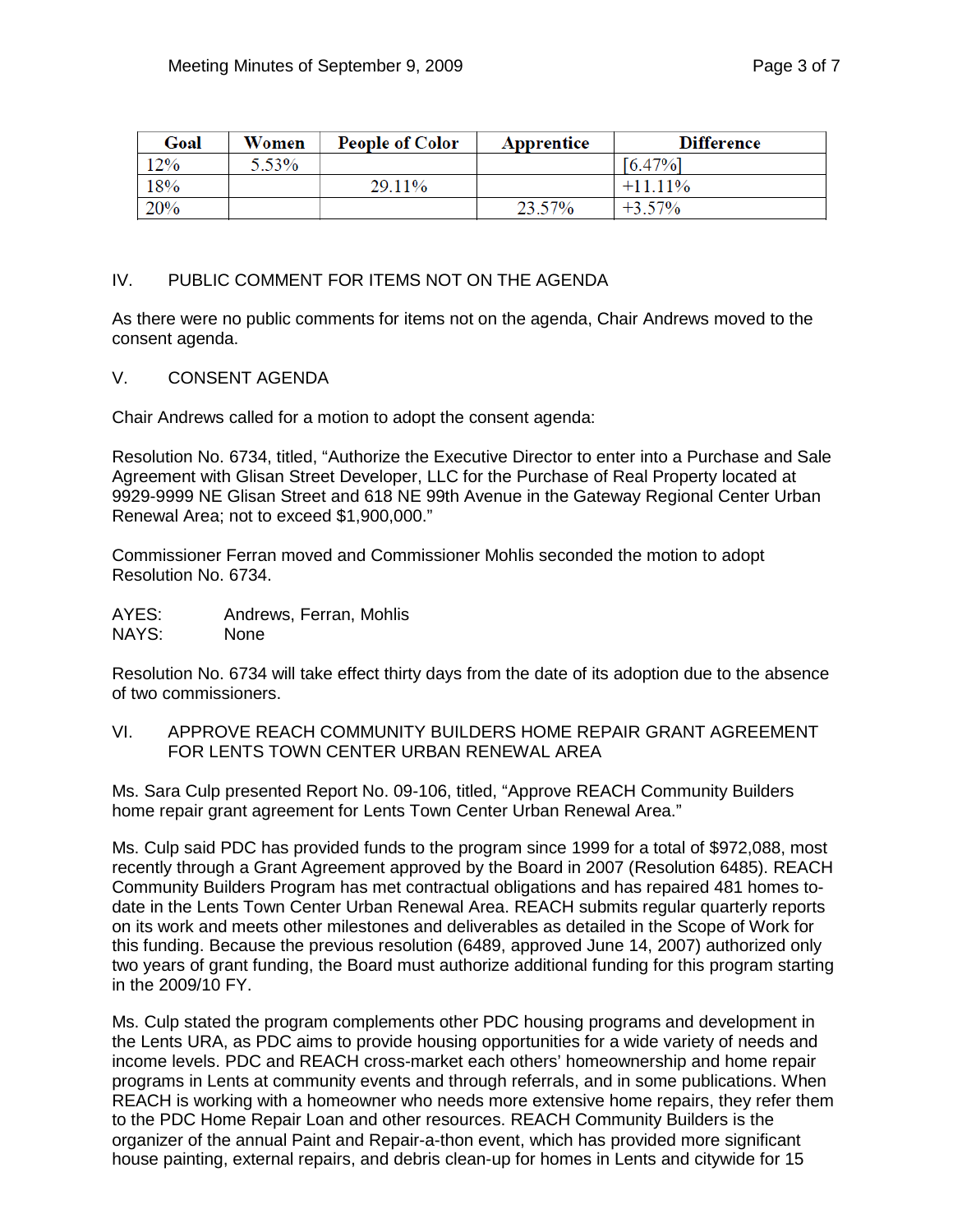| Goal | Women | People of Color | Apprentice | Difference |
| --- | --- | --- | --- | --- |
| 12% | 5.53% | | | [6.47%] |
| 18% | | 29.11% | | +11.11% |
| 20% | | | 23.57% | +3.57% |

## IV. PUBLIC COMMENT FOR ITEMS NOT ON THE AGENDA

As there were no public comments for items not on the agenda, Chair Andrews moved to the consent agenda.

## V. CONSENT AGENDA

Chair Andrews called for a motion to adopt the consent agenda:

Resolution No. 6734, titled, "Authorize the Executive Director to enter into a Purchase and Sale Agreement with Glisan Street Developer, LLC for the Purchase of Real Property located at 9929-9999 NE Glisan Street and 618 NE 99th Avenue in the Gateway Regional Center Urban Renewal Area; not to exceed $1,900,000."

Commissioner Ferran moved and Commissioner Mohlis seconded the motion to adopt Resolution No. 6734.

AYES: Andrews, Ferran, Mohlis
NAYS: None

Resolution No. 6734 will take effect thirty days from the date of its adoption due to the absence of two commissioners.

## VI. APPROVE REACH COMMUNITY BUILDERS HOME REPAIR GRANT AGREEMENT FOR LENTS TOWN CENTER URBAN RENEWAL AREA

Ms. Sara Culp presented Report No. 09-106, titled, "Approve REACH Community Builders home repair grant agreement for Lents Town Center Urban Renewal Area."

Ms. Culp said PDC has provided funds to the program since 1999 for a total of $972,088, most recently through a Grant Agreement approved by the Board in 2007 (Resolution 6485). REACH Community Builders Program has met contractual obligations and has repaired 481 homes to-date in the Lents Town Center Urban Renewal Area. REACH submits regular quarterly reports on its work and meets other milestones and deliverables as detailed in the Scope of Work for this funding. Because the previous resolution (6489, approved June 14, 2007) authorized only two years of grant funding, the Board must authorize additional funding for this program starting in the 2009/10 FY.

Ms. Culp stated the program complements other PDC housing programs and development in the Lents URA, as PDC aims to provide housing opportunities for a wide variety of needs and income levels. PDC and REACH cross-market each others' homeownership and home repair programs in Lents at community events and through referrals, and in some publications. When REACH is working with a homeowner who needs more extensive home repairs, they refer them to the PDC Home Repair Loan and other resources. REACH Community Builders is the organizer of the annual Paint and Repair-a-thon event, which has provided more significant house painting, external repairs, and debris clean-up for homes in Lents and citywide for 15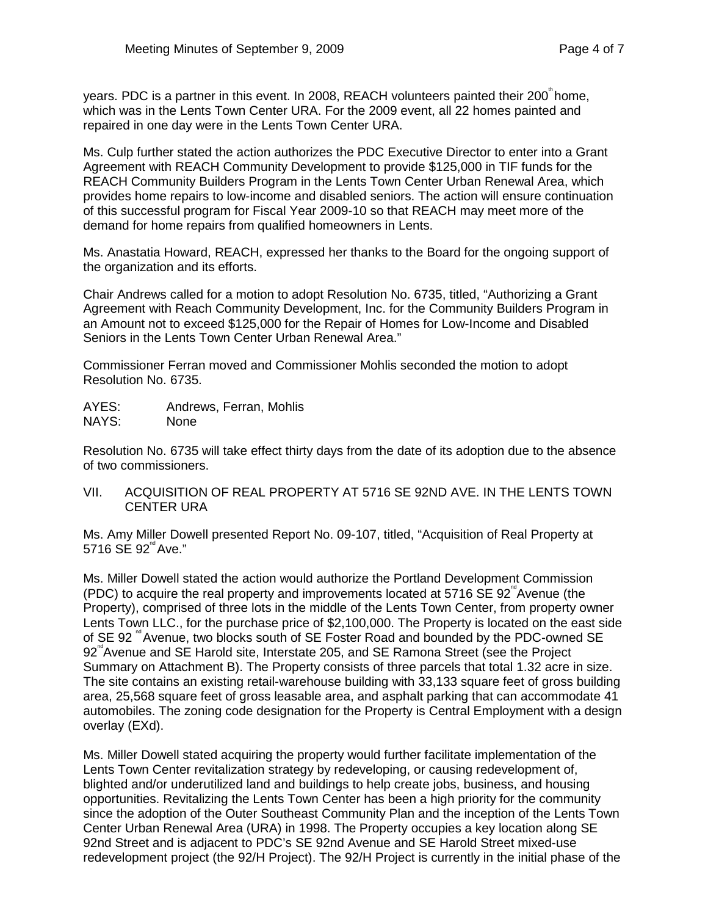years. PDC is a partner in this event. In 2008, REACH volunteers painted their 200th home, which was in the Lents Town Center URA. For the 2009 event, all 22 homes painted and repaired in one day were in the Lents Town Center URA.

Ms. Culp further stated the action authorizes the PDC Executive Director to enter into a Grant Agreement with REACH Community Development to provide $125,000 in TIF funds for the REACH Community Builders Program in the Lents Town Center Urban Renewal Area, which provides home repairs to low-income and disabled seniors. The action will ensure continuation of this successful program for Fiscal Year 2009-10 so that REACH may meet more of the demand for home repairs from qualified homeowners in Lents.

Ms. Anastatia Howard, REACH, expressed her thanks to the Board for the ongoing support of the organization and its efforts.

Chair Andrews called for a motion to adopt Resolution No. 6735, titled, "Authorizing a Grant Agreement with Reach Community Development, Inc. for the Community Builders Program in an Amount not to exceed $125,000 for the Repair of Homes for Low-Income and Disabled Seniors in the Lents Town Center Urban Renewal Area."

Commissioner Ferran moved and Commissioner Mohlis seconded the motion to adopt Resolution No. 6735.

AYES: Andrews, Ferran, Mohlis
NAYS: None

Resolution No. 6735 will take effect thirty days from the date of its adoption due to the absence of two commissioners.

## VII. ACQUISITION OF REAL PROPERTY AT 5716 SE 92ND AVE. IN THE LENTS TOWN CENTER URA

Ms. Amy Miller Dowell presented Report No. 09-107, titled, "Acquisition of Real Property at 5716 SE 92nd Ave."

Ms. Miller Dowell stated the action would authorize the Portland Development Commission (PDC) to acquire the real property and improvements located at 5716 SE 92nd Avenue (the Property), comprised of three lots in the middle of the Lents Town Center, from property owner Lents Town LLC., for the purchase price of $2,100,000. The Property is located on the east side of SE 92nd Avenue, two blocks south of SE Foster Road and bounded by the PDC-owned SE 92nd Avenue and SE Harold site, Interstate 205, and SE Ramona Street (see the Project Summary on Attachment B). The Property consists of three parcels that total 1.32 acre in size. The site contains an existing retail-warehouse building with 33,133 square feet of gross building area, 25,568 square feet of gross leasable area, and asphalt parking that can accommodate 41 automobiles. The zoning code designation for the Property is Central Employment with a design overlay (EXd).

Ms. Miller Dowell stated acquiring the property would further facilitate implementation of the Lents Town Center revitalization strategy by redeveloping, or causing redevelopment of, blighted and/or underutilized land and buildings to help create jobs, business, and housing opportunities. Revitalizing the Lents Town Center has been a high priority for the community since the adoption of the Outer Southeast Community Plan and the inception of the Lents Town Center Urban Renewal Area (URA) in 1998. The Property occupies a key location along SE 92nd Street and is adjacent to PDC's SE 92nd Avenue and SE Harold Street mixed-use redevelopment project (the 92/H Project). The 92/H Project is currently in the initial phase of the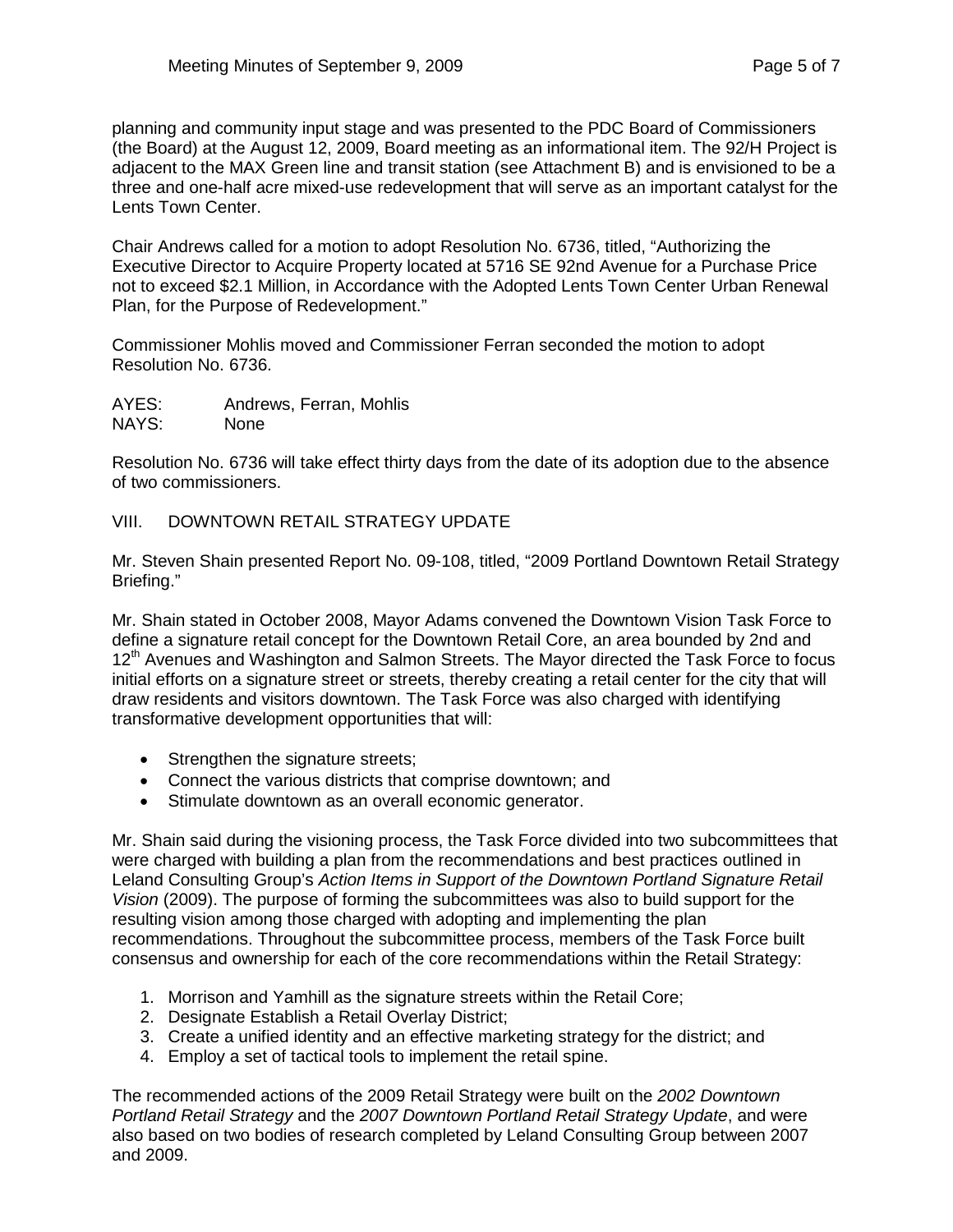planning and community input stage and was presented to the PDC Board of Commissioners (the Board) at the August 12, 2009, Board meeting as an informational item. The 92/H Project is adjacent to the MAX Green line and transit station (see Attachment B) and is envisioned to be a three and one-half acre mixed-use redevelopment that will serve as an important catalyst for the Lents Town Center.

Chair Andrews called for a motion to adopt Resolution No. 6736, titled, "Authorizing the Executive Director to Acquire Property located at 5716 SE 92nd Avenue for a Purchase Price not to exceed $2.1 Million, in Accordance with the Adopted Lents Town Center Urban Renewal Plan, for the Purpose of Redevelopment."

Commissioner Mohlis moved and Commissioner Ferran seconded the motion to adopt Resolution No. 6736.

AYES: Andrews, Ferran, Mohlis
NAYS: None

Resolution No. 6736 will take effect thirty days from the date of its adoption due to the absence of two commissioners.

## VIII. DOWNTOWN RETAIL STRATEGY UPDATE

Mr. Steven Shain presented Report No. 09-108, titled, "2009 Portland Downtown Retail Strategy Briefing."

Mr. Shain stated in October 2008, Mayor Adams convened the Downtown Vision Task Force to define a signature retail concept for the Downtown Retail Core, an area bounded by 2nd and 12th Avenues and Washington and Salmon Streets. The Mayor directed the Task Force to focus initial efforts on a signature street or streets, thereby creating a retail center for the city that will draw residents and visitors downtown. The Task Force was also charged with identifying transformative development opportunities that will:

- Strengthen the signature streets;
- Connect the various districts that comprise downtown; and
- Stimulate downtown as an overall economic generator.

Mr. Shain said during the visioning process, the Task Force divided into two subcommittees that were charged with building a plan from the recommendations and best practices outlined in Leland Consulting Group's *Action Items in Support of the Downtown Portland Signature Retail Vision* (2009). The purpose of forming the subcommittees was also to build support for the resulting vision among those charged with adopting and implementing the plan recommendations. Throughout the subcommittee process, members of the Task Force built consensus and ownership for each of the core recommendations within the Retail Strategy:

1. Morrison and Yamhill as the signature streets within the Retail Core;
2. Designate Establish a Retail Overlay District;
3. Create a unified identity and an effective marketing strategy for the district; and
4. Employ a set of tactical tools to implement the retail spine.

The recommended actions of the 2009 Retail Strategy were built on the *2002 Downtown Portland Retail Strategy* and the *2007 Downtown Portland Retail Strategy Update*, and were also based on two bodies of research completed by Leland Consulting Group between 2007 and 2009.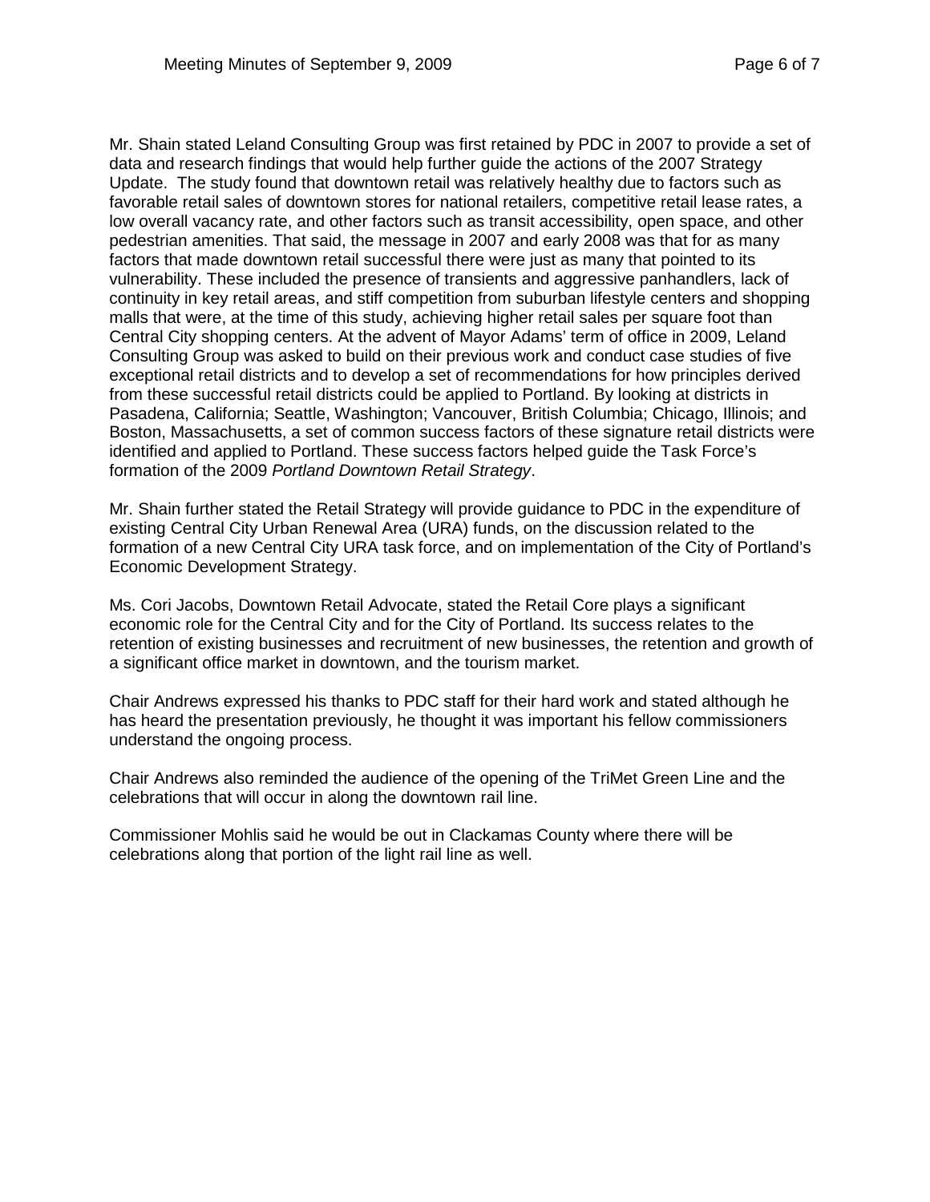Mr. Shain stated Leland Consulting Group was first retained by PDC in 2007 to provide a set of data and research findings that would help further guide the actions of the 2007 Strategy Update. The study found that downtown retail was relatively healthy due to factors such as favorable retail sales of downtown stores for national retailers, competitive retail lease rates, a low overall vacancy rate, and other factors such as transit accessibility, open space, and other pedestrian amenities. That said, the message in 2007 and early 2008 was that for as many factors that made downtown retail successful there were just as many that pointed to its vulnerability. These included the presence of transients and aggressive panhandlers, lack of continuity in key retail areas, and stiff competition from suburban lifestyle centers and shopping malls that were, at the time of this study, achieving higher retail sales per square foot than Central City shopping centers. At the advent of Mayor Adams' term of office in 2009, Leland Consulting Group was asked to build on their previous work and conduct case studies of five exceptional retail districts and to develop a set of recommendations for how principles derived from these successful retail districts could be applied to Portland. By looking at districts in Pasadena, California; Seattle, Washington; Vancouver, British Columbia; Chicago, Illinois; and Boston, Massachusetts, a set of common success factors of these signature retail districts were identified and applied to Portland. These success factors helped guide the Task Force's formation of the 2009 *Portland Downtown Retail Strategy*.

Mr. Shain further stated the Retail Strategy will provide guidance to PDC in the expenditure of existing Central City Urban Renewal Area (URA) funds, on the discussion related to the formation of a new Central City URA task force, and on implementation of the City of Portland's Economic Development Strategy.

Ms. Cori Jacobs, Downtown Retail Advocate, stated the Retail Core plays a significant economic role for the Central City and for the City of Portland. Its success relates to the retention of existing businesses and recruitment of new businesses, the retention and growth of a significant office market in downtown, and the tourism market.

Chair Andrews expressed his thanks to PDC staff for their hard work and stated although he has heard the presentation previously, he thought it was important his fellow commissioners understand the ongoing process.

Chair Andrews also reminded the audience of the opening of the TriMet Green Line and the celebrations that will occur in along the downtown rail line.

Commissioner Mohlis said he would be out in Clackamas County where there will be celebrations along that portion of the light rail line as well.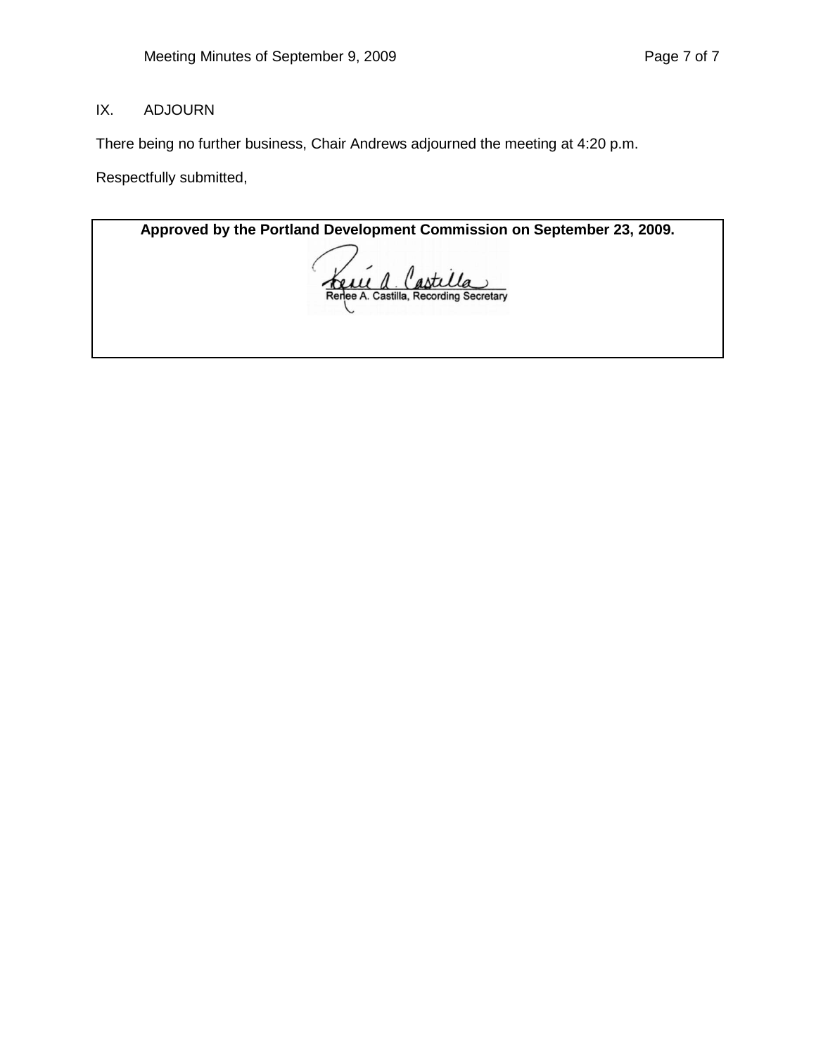## IX. ADJOURN

There being no further business, Chair Andrews adjourned the meeting at 4:20 p.m.

Respectfully submitted,

**Approved by the Portland Development Commission on September 23, 2009.**

Renee A. Castilla, Recording Secretary